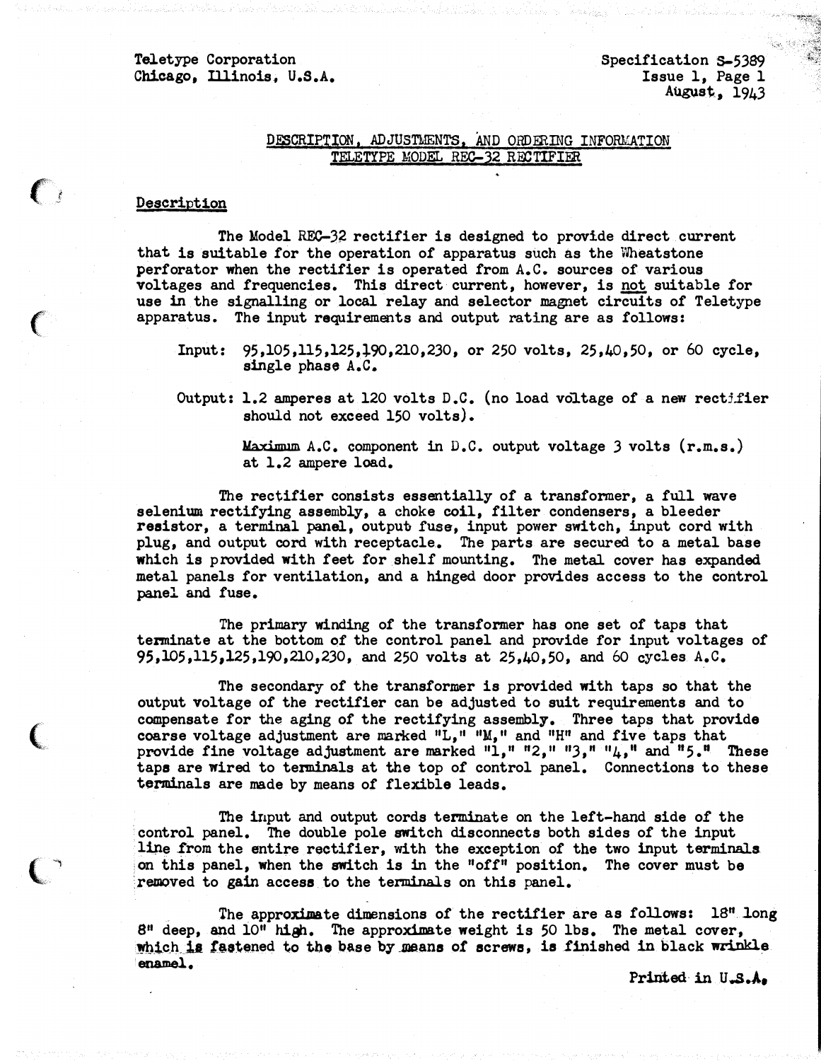Teletype Corporation
Chicago, Illinois, U.S.A.

Specification S-5389
Issue 1, Page 1
August, 1943

## DESCRIPTION, ADJUSTMENTS, AND ORDERING INFORMATION
## TELETYPE MODEL REC-32 RECTIFIER

### Description

The Model REC-32 rectifier is designed to provide direct current that is suitable for the operation of apparatus such as the Wheatstone perforator when the rectifier is operated from A.C. sources of various voltages and frequencies. This direct current, however, is not suitable for use in the signalling or local relay and selector magnet circuits of Teletype apparatus. The input requirements and output rating are as follows:

Input: 95,105,115,125,190,210,230, or 250 volts, 25,40,50, or 60 cycle, single phase A.C.

Output: 1.2 amperes at 120 volts D.C. (no load voltage of a new rectifier should not exceed 150 volts).

Maximum A.C. component in D.C. output voltage 3 volts (r.m.s.) at 1.2 ampere load.

The rectifier consists essentially of a transformer, a full wave selenium rectifying assembly, a choke coil, filter condensers, a bleeder resistor, a terminal panel, output fuse, input power switch, input cord with plug, and output cord with receptacle. The parts are secured to a metal base which is provided with feet for shelf mounting. The metal cover has expanded metal panels for ventilation, and a hinged door provides access to the control panel and fuse.

The primary winding of the transformer has one set of taps that terminate at the bottom of the control panel and provide for input voltages of 95,105,115,125,190,210,230, and 250 volts at 25,40,50, and 60 cycles A.C.

The secondary of the transformer is provided with taps so that the output voltage of the rectifier can be adjusted to suit requirements and to compensate for the aging of the rectifying assembly. Three taps that provide coarse voltage adjustment are marked "L," "M," and "H" and five taps that provide fine voltage adjustment are marked "1," "2," "3," "4," and "5." These taps are wired to terminals at the top of control panel. Connections to these terminals are made by means of flexible leads.

The input and output cords terminate on the left-hand side of the control panel. The double pole switch disconnects both sides of the input line from the entire rectifier, with the exception of the two input terminals on this panel, when the switch is in the "off" position. The cover must be removed to gain access to the terminals on this panel.

The approximate dimensions of the rectifier are as follows: 18" long 8" deep, and 10" high. The approximate weight is 50 lbs. The metal cover, which is fastened to the base by means of screws, is finished in black wrinkle enamel.

Printed in U.S.A.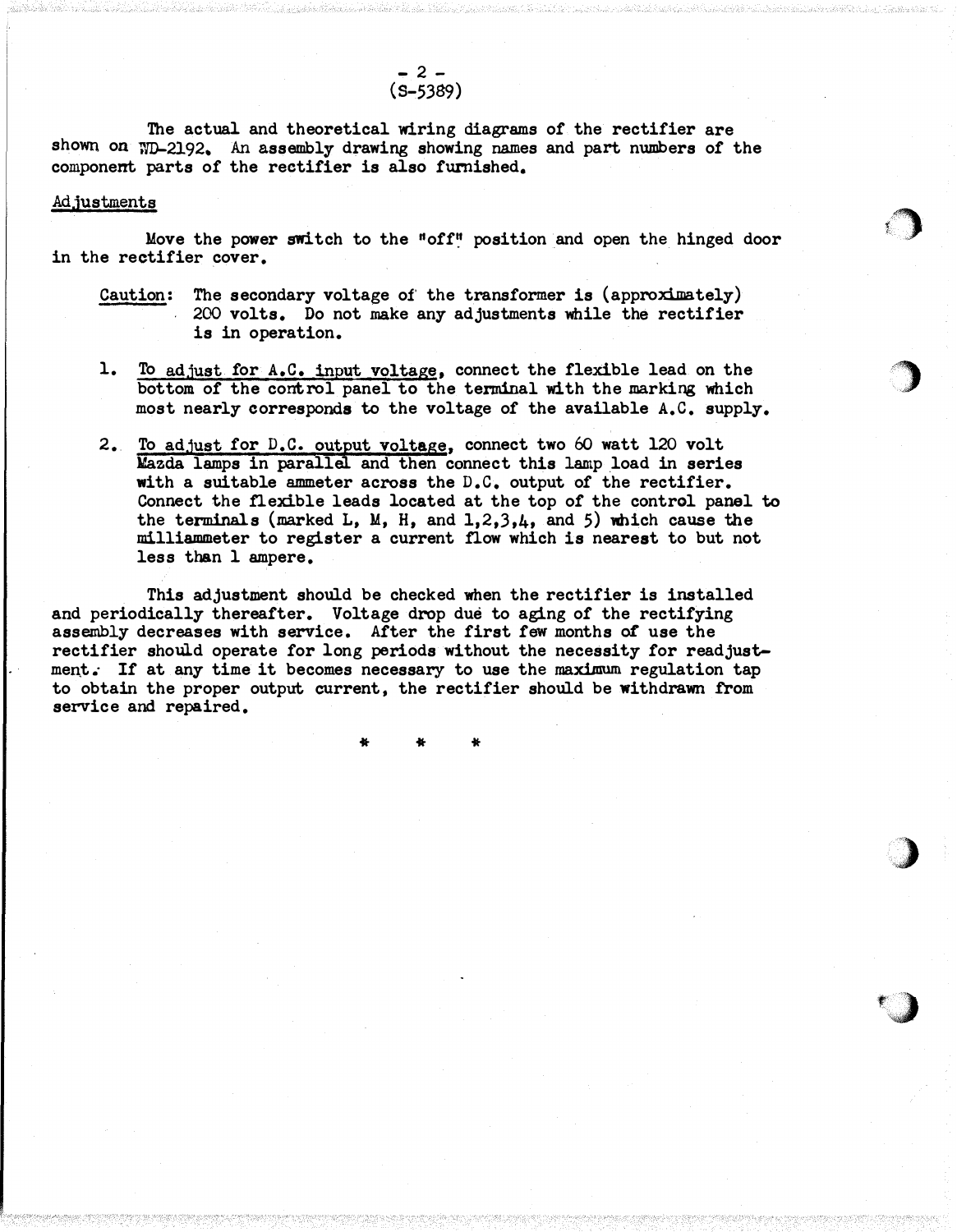(S-5389)

The actual and theoretical wiring diagrams of the rectifier are shown on WD-2192. An assembly drawing showing names and part numbers of the component parts of the rectifier is also furnished.

## Adjustments

Move the power switch to the "off" position and open the hinged door in the rectifier cover.

> Caution: The secondary voltage of the transformer is (approximately) 200 volts. Do not make any adjustments while the rectifier is in operation.

1. To adjust for A.C. input voltage, connect the flexible lead on the bottom of the control panel to the terminal with the marking which most nearly corresponds to the voltage of the available A.C. supply.

2. To adjust for D.C. output voltage, connect two 60 watt 120 volt Mazda lamps in parallel and then connect this lamp load in series with a suitable ammeter across the D.C. output of the rectifier. Connect the flexible leads located at the top of the control panel to the terminals (marked L, M, H, and 1,2,3,4, and 5) which cause the milliammeter to register a current flow which is nearest to but not less than 1 ampere.

This adjustment should be checked when the rectifier is installed and periodically thereafter. Voltage drop due to aging of the rectifying assembly decreases with service. After the first few months of use the rectifier should operate for long periods without the necessity for readjustment. If at any time it becomes necessary to use the maximum regulation tap to obtain the proper output current, the rectifier should be withdrawn from service and repaired.

\* \* \*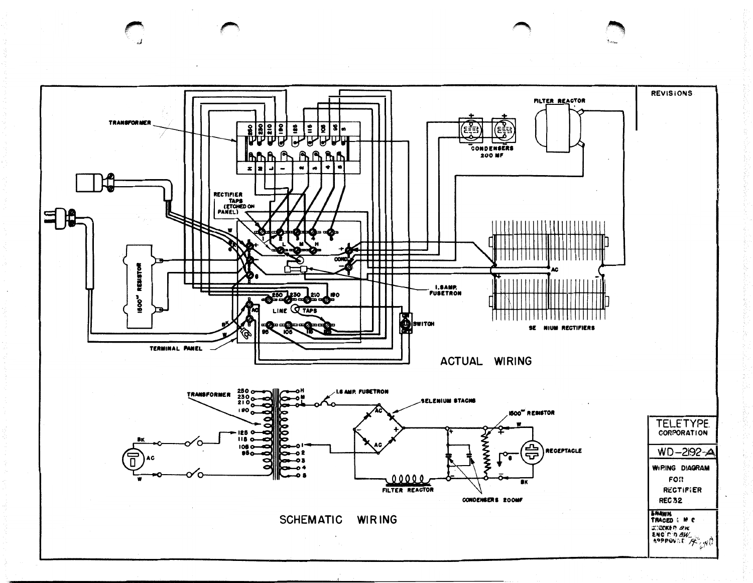REVISIONS

TRANSFORMER

RECTIFIER TAPS (ETCHED ON PANEL)

1500Ω RESISTOR

FILTER REACTOR

CONDENSERS 200 MF

1.6 AMP. FUSETRON

SWITCH

SELENIUM RECTIFIERS

TERMINAL PANEL

LINE TAPS

## ACTUAL WIRING

TRANSFORMER

1.6 AMP. FUSETRON

SELENIUM STACKS

1500Ω RESISTOR

RECEPTACLE

FILTER REACTOR

CONDENSERS 200MF

## SCHEMATIC WIRING

TELETYPE CORPORATION

WD-2192-A

WIRING DIAGRAM FOR RECTIFIER REC32

DRAWN
TRACED
CHECKED
ENG'R'D
APPROVED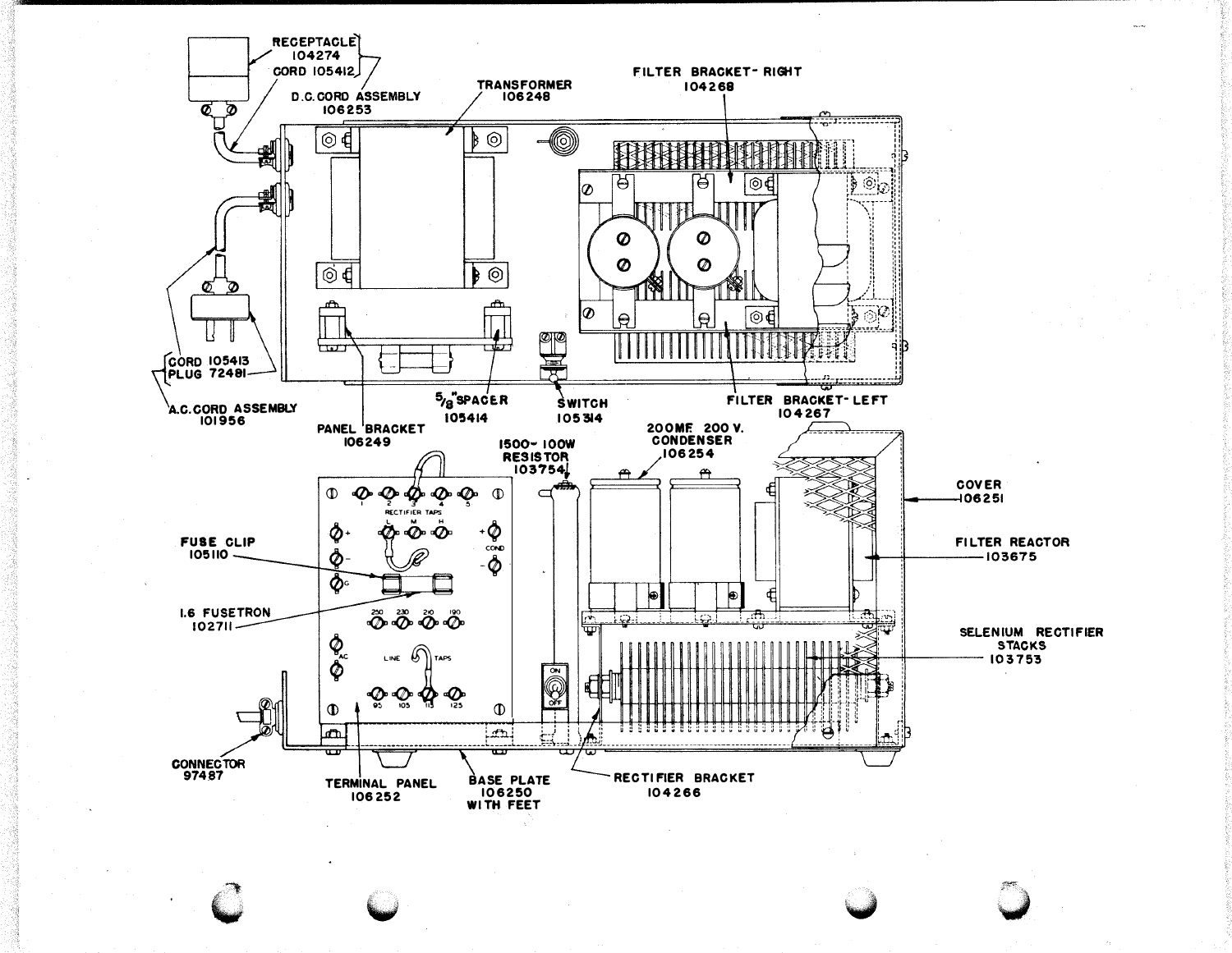RECEPTACLE 104274

CORD 105412

D.C. CORD ASSEMBLY 106253

TRANSFORMER 106248

FILTER BRACKET- RIGHT 104268

CORD 105413

PLUG 72481

A.C. CORD ASSEMBLY 101956

5/8" SPACER 105414

SWITCH 105314

FILTER BRACKET- LEFT 104267

PANEL BRACKET 106249

1500- 100W RESISTOR 103754

200MF 200 V. CONDENSER 106254

COVER 106251

RECTIFIER TAPS

1 2 3 4 5

L M H

+ − G

COND + −

FUSE CLIP 105110

FILTER REACTOR 103675

1.6 FUSETRON 102711

250 230 210 190

AC

LINE TAPS

95 105 115 125

ON OFF

SELENIUM RECTIFIER STACKS 103753

CONNECTOR 97487

TERMINAL PANEL 106252

BASE PLATE 106250 WITH FEET

RECTIFIER BRACKET 104266